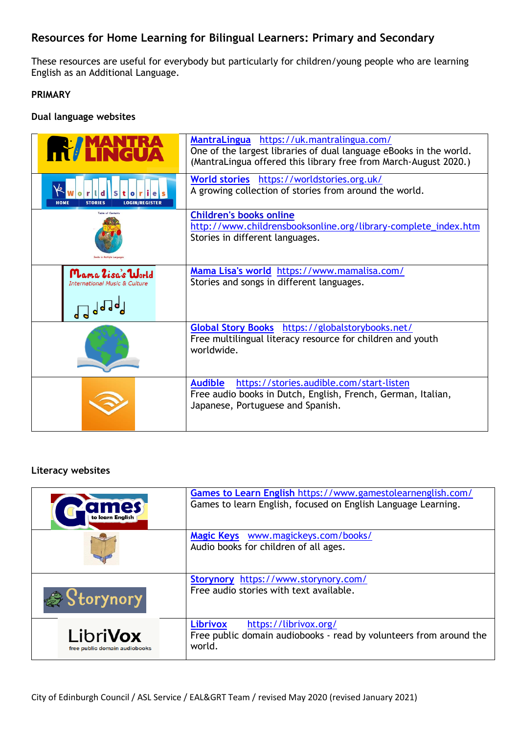## Resources for Home Learning for Bilingual Learners: Primary and Secondary

These resources are useful for everybody but particularly for children/young people who are learning English as an Additional Language.

**PRIMARY**

**Dual language websites**

| | |
|---|---|
| MANTRA LINGUA | **MantraLingua** https://uk.mantralingua.com/<br>One of the largest libraries of dual language eBooks in the world. (MantraLingua offered this library free from March-August 2020.) |
| World Stories | **World stories** https://worldstories.org.uk/<br>A growing collection of stories from around the world. |
| | **Children's books online** http://www.childrensbooksonline.org/library-complete_index.htm<br>Stories in different languages. |
| Mama Lisa's World International Music & Culture | **Mama Lisa's world** https://www.mamalisa.com/<br>Stories and songs in different languages. |
| | **Global Story Books** https://globalstorybooks.net/<br>Free multilingual literacy resource for children and youth worldwide. |
| | **Audible** https://stories.audible.com/start-listen<br>Free audio books in Dutch, English, French, German, Italian, Japanese, Portuguese and Spanish. |

**Literacy websites**

| | |
|---|---|
| Games to learn English | **Games to Learn English** https://www.gamestolearnenglish.com/<br>Games to learn English, focused on English Language Learning. |
| | **Magic Keys** www.magickeys.com/books/<br>Audio books for children of all ages. |
| Storynory | **Storynory** https://www.storynory.com/<br>Free audio stories with text available. |
| LibriVox free public domain audiobooks | **Librivox** https://librivox.org/<br>Free public domain audiobooks - read by volunteers from around the world. |

City of Edinburgh Council / ASL Service / EAL&GRT Team / revised May 2020 (revised January 2021)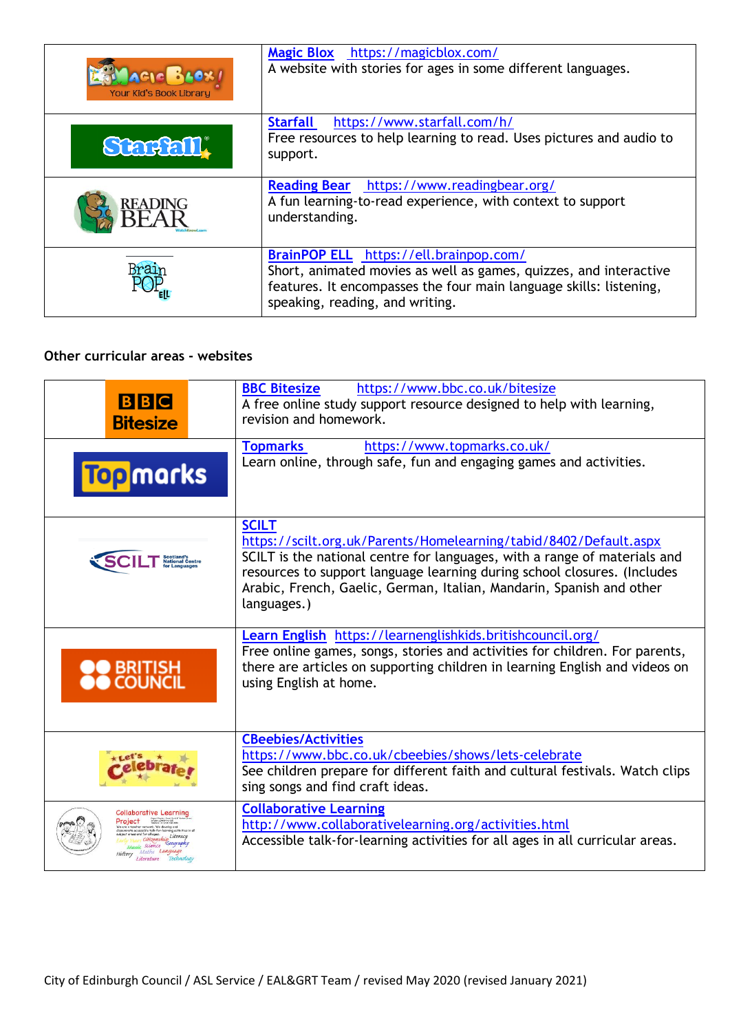| | |
|---|---|
| Magic Blox | **Magic Blox** https://magicblox.com/ A website with stories for ages in some different languages. |
| Starfall | **Starfall** https://www.starfall.com/h/ Free resources to help learning to read. Uses pictures and audio to support. |
| Reading Bear | **Reading Bear** https://www.readingbear.org/ A fun learning-to-read experience, with context to support understanding. |
| BrainPOP ELL | **BrainPOP ELL** https://ell.brainpop.com/ Short, animated movies as well as games, quizzes, and interactive features. It encompasses the four main language skills: listening, speaking, reading, and writing. |

**Other curricular areas - websites**

| | |
|---|---|
| BBC Bitesize | **BBC Bitesize** https://www.bbc.co.uk/bitesize A free online study support resource designed to help with learning, revision and homework. |
| Topmarks | **Topmarks** https://www.topmarks.co.uk/ Learn online, through safe, fun and engaging games and activities. |
| SCILT | **SCILT** https://scilt.org.uk/Parents/Homelearning/tabid/8402/Default.aspx SCILT is the national centre for languages, with a range of materials and resources to support language learning during school closures. (Includes Arabic, French, Gaelic, German, Italian, Mandarin, Spanish and other languages.) |
| British Council | **Learn English** https://learnenglishkids.britishcouncil.org/ Free online games, songs, stories and activities for children. For parents, there are articles on supporting children in learning English and videos on using English at home. |
| Let's Celebrate! | **CBeebies/Activities** https://www.bbc.co.uk/cbeebies/shows/lets-celebrate See children prepare for different faith and cultural festivals. Watch clips sing songs and find craft ideas. |
| Collaborative Learning Project | **Collaborative Learning** http://www.collaborativelearning.org/activities.html Accessible talk-for-learning activities for all ages in all curricular areas. |

City of Edinburgh Council / ASL Service / EAL&GRT Team / revised May 2020 (revised January 2021)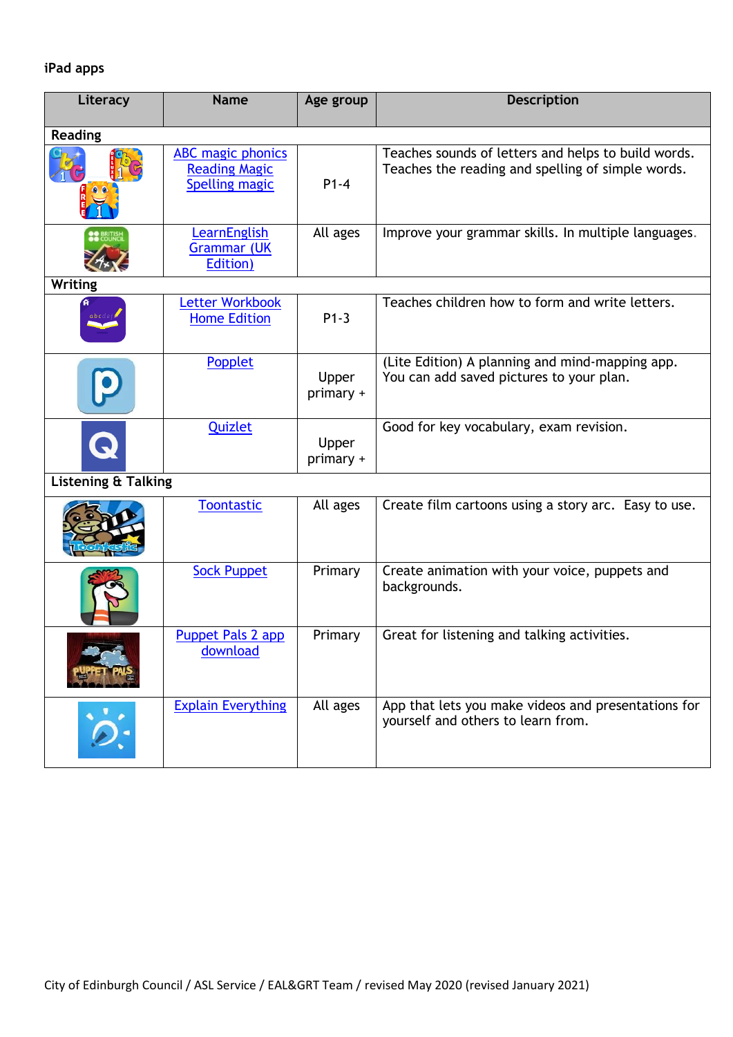iPad apps

| Literacy | Name | Age group | Description |
|---|---|---|---|
| **Reading** | | | |
| | ABC magic phonics<br>Reading Magic<br>Spelling magic | P1-4 | Teaches sounds of letters and helps to build words. Teaches the reading and spelling of simple words. |
| | LearnEnglish Grammar (UK Edition) | All ages | Improve your grammar skills. In multiple languages. |
| **Writing** | | | |
| | Letter Workbook Home Edition | P1-3 | Teaches children how to form and write letters. |
| | Popplet | Upper primary + | (Lite Edition) A planning and mind-mapping app. You can add saved pictures to your plan. |
| | Quizlet | Upper primary + | Good for key vocabulary, exam revision. |
| **Listening & Talking** | | | |
| | Toontastic | All ages | Create film cartoons using a story arc. Easy to use. |
| | Sock Puppet | Primary | Create animation with your voice, puppets and backgrounds. |
| | Puppet Pals 2 app download | Primary | Great for listening and talking activities. |
| | Explain Everything | All ages | App that lets you make videos and presentations for yourself and others to learn from. |

City of Edinburgh Council / ASL Service / EAL&GRT Team / revised May 2020 (revised January 2021)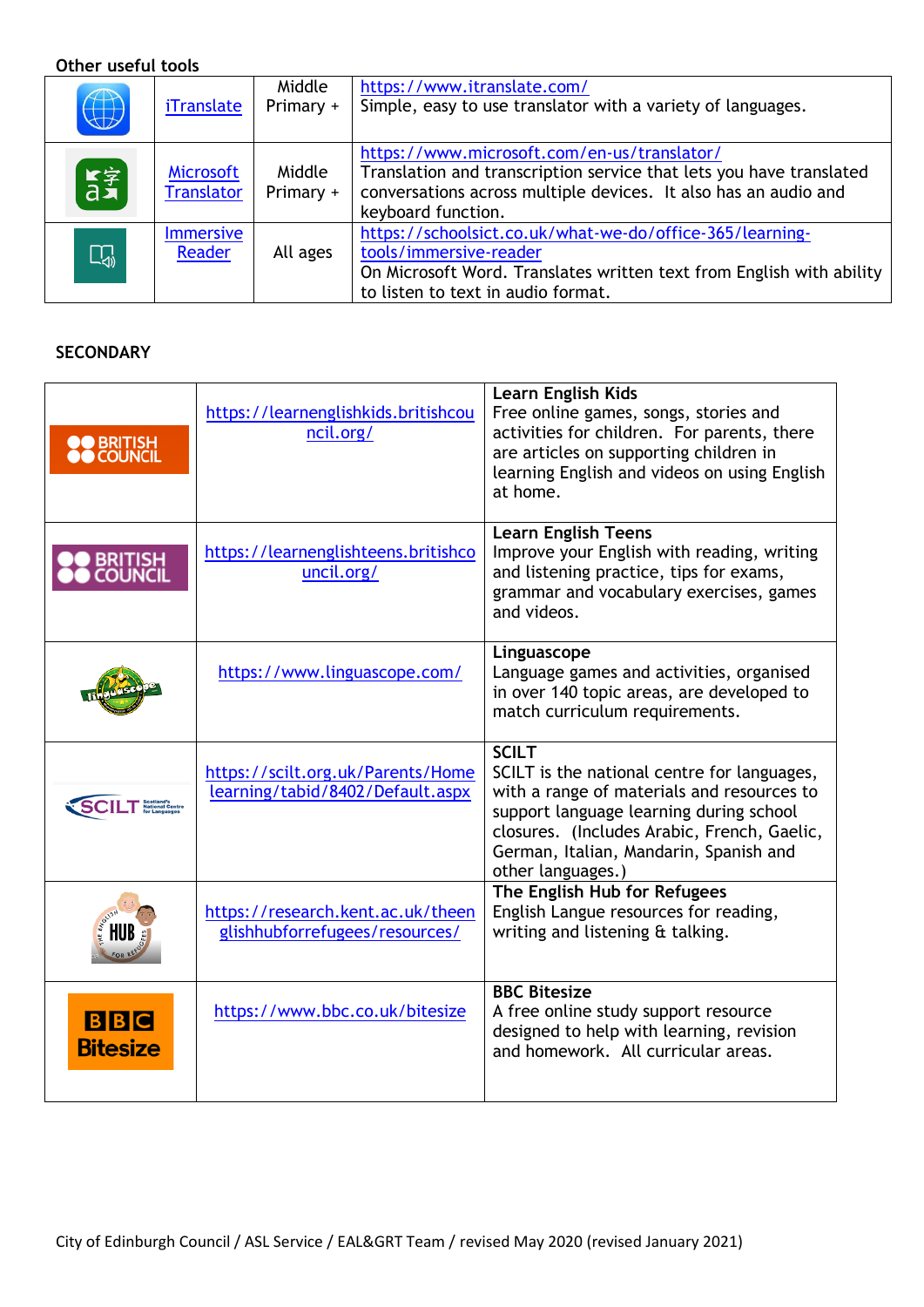Other useful tools

| | | | |
|---|---|---|---|
| | iTranslate | Middle Primary + | https://www.itranslate.com/<br>Simple, easy to use translator with a variety of languages. |
| | Microsoft Translator | Middle Primary + | https://www.microsoft.com/en-us/translator/<br>Translation and transcription service that lets you have translated conversations across multiple devices. It also has an audio and keyboard function. |
| | Immersive Reader | All ages | https://schoolsict.co.uk/what-we-do/office-365/learning-tools/immersive-reader<br>On Microsoft Word. Translates written text from English with ability to listen to text in audio format. |

**SECONDARY**

| | | |
|---|---|---|
| BRITISH COUNCIL | https://learnenglishkids.britishcouncil.org/ | **Learn English Kids**<br>Free online games, songs, stories and activities for children. For parents, there are articles on supporting children in learning English and videos on using English at home. |
| BRITISH COUNCIL | https://learnenglishteens.britishcouncil.org/ | **Learn English Teens**<br>Improve your English with reading, writing and listening practice, tips for exams, grammar and vocabulary exercises, games and videos. |
| linguascope | https://www.linguascope.com/ | **Linguascope**<br>Language games and activities, organised in over 140 topic areas, are developed to match curriculum requirements. |
| SCILT Scotland's National Centre for Languages | https://scilt.org.uk/Parents/Homelearning/tabid/8402/Default.aspx | **SCILT**<br>SCILT is the national centre for languages, with a range of materials and resources to support language learning during school closures. (Includes Arabic, French, Gaelic, German, Italian, Mandarin, Spanish and other languages.) |
| THE ENGLISH HUB FOR REFUGEES | https://research.kent.ac.uk/theenglishhubforrefugees/resources/ | **The English Hub for Refugees**<br>English Langue resources for reading, writing and listening & talking. |
| BBC Bitesize | https://www.bbc.co.uk/bitesize | **BBC Bitesize**<br>A free online study support resource designed to help with learning, revision and homework. All curricular areas. |

City of Edinburgh Council / ASL Service / EAL&GRT Team / revised May 2020 (revised January 2021)